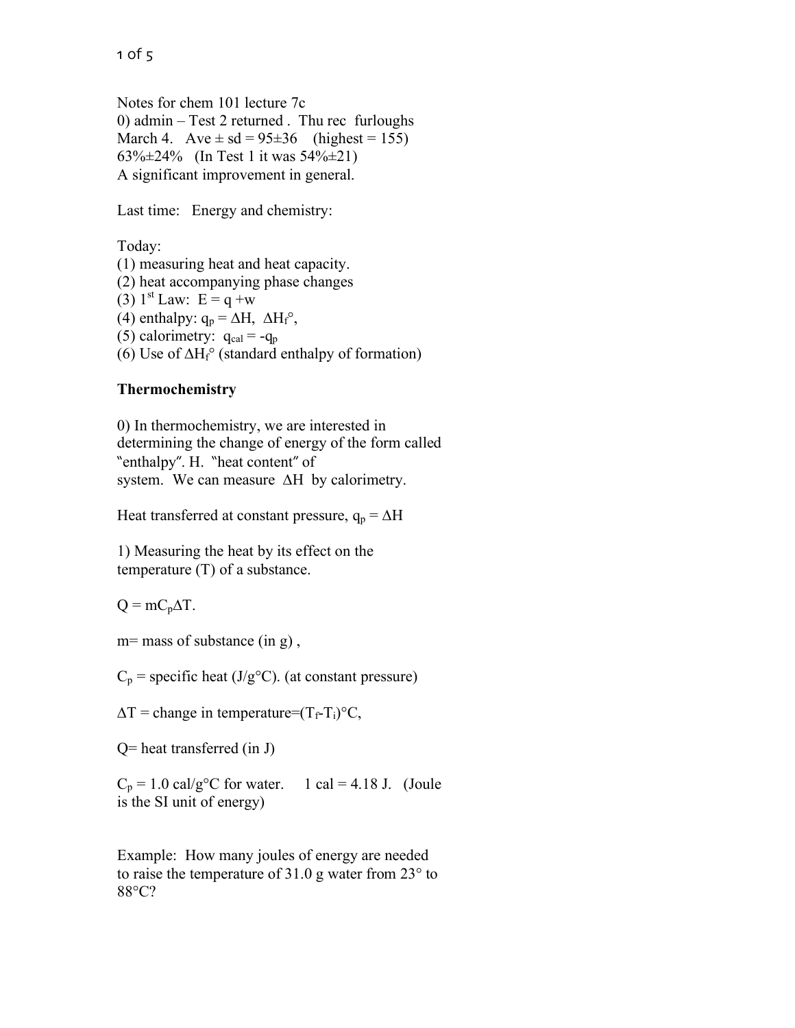Notes for chem 101 lecture 7c

0) admin – Test 2 returned . Thu rec furloughs March 4. Ave ± sd = 95±36 (highest = 155) 63%±24% (In Test 1 it was 54%±21)
A significant improvement in general.

Last time: Energy and chemistry:

Today:
(1) measuring heat and heat capacity.
(2) heat accompanying phase changes
(3) $1^{st}$ Law: $E = q + w$
(4) enthalpy: $q_p = \Delta H$, $\Delta H_f°$,
(5) calorimetry: $q_{cal} = -q_p$
(6) Use of $\Delta H_f°$ (standard enthalpy of formation)

**Thermochemistry**

0) In thermochemistry, we are interested in determining the change of energy of the form called "enthalpy". H. "heat content" of system. We can measure $\Delta H$ by calorimetry.

Heat transferred at constant pressure, $q_p = \Delta H$

1) Measuring the heat by its effect on the temperature (T) of a substance.

$Q = mC_p\Delta T$.

m= mass of substance (in g) ,

$C_p$ = specific heat (J/g°C). (at constant pressure)

$\Delta T$ = change in temperature=$(T_f - T_i)$°C,

Q= heat transferred (in J)

$C_p$ = 1.0 cal/g°C for water. 1 cal = 4.18 J. (Joule is the SI unit of energy)

Example: How many joules of energy are needed to raise the temperature of 31.0 g water from 23° to 88°C?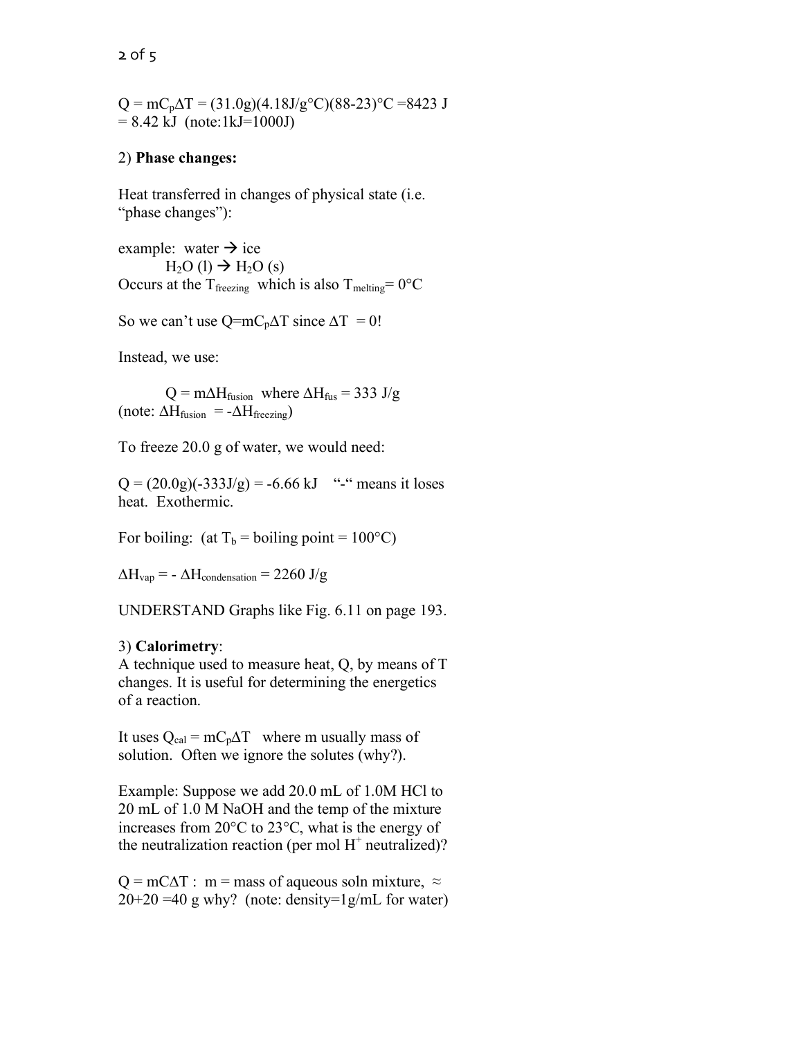$Q = mC_p\Delta T = (31.0\text{g})(4.18\text{J/g°C})(88\text{-}23)\text{°C} = 8423\text{ J} = 8.42\text{ kJ}$ (note: 1kJ=1000J)

2) **Phase changes:**

Heat transferred in changes of physical state (i.e. "phase changes"):

example: water → ice
$H_2O\ (l) \rightarrow H_2O\ (s)$
Occurs at the $T_{freezing}$ which is also $T_{melting} = 0°C$

So we can't use $Q=mC_p\Delta T$ since $\Delta T = 0$!

Instead, we use:

$Q = m\Delta H_{fusion}$ where $\Delta H_{fus} = 333$ J/g
(note: $\Delta H_{fusion} = -\Delta H_{freezing}$)

To freeze 20.0 g of water, we would need:

$Q = (20.0\text{g})(-333\text{J/g}) = -6.66\text{ kJ}$ "-" means it loses heat. Exothermic.

For boiling: (at $T_b$ = boiling point = 100°C)

$\Delta H_{vap} = -\Delta H_{condensation} = 2260$ J/g

UNDERSTAND Graphs like Fig. 6.11 on page 193.

3) **Calorimetry**:
A technique used to measure heat, Q, by means of T changes. It is useful for determining the energetics of a reaction.

It uses $Q_{cal} = mC_p\Delta T$ where m usually mass of solution. Often we ignore the solutes (why?).

Example: Suppose we add 20.0 mL of 1.0M HCl to 20 mL of 1.0 M NaOH and the temp of the mixture increases from 20°C to 23°C, what is the energy of the neutralization reaction (per mol $H^+$ neutralized)?

$Q = mC\Delta T$ : m = mass of aqueous soln mixture, $\approx 20+20 = 40$ g why? (note: density=1g/mL for water)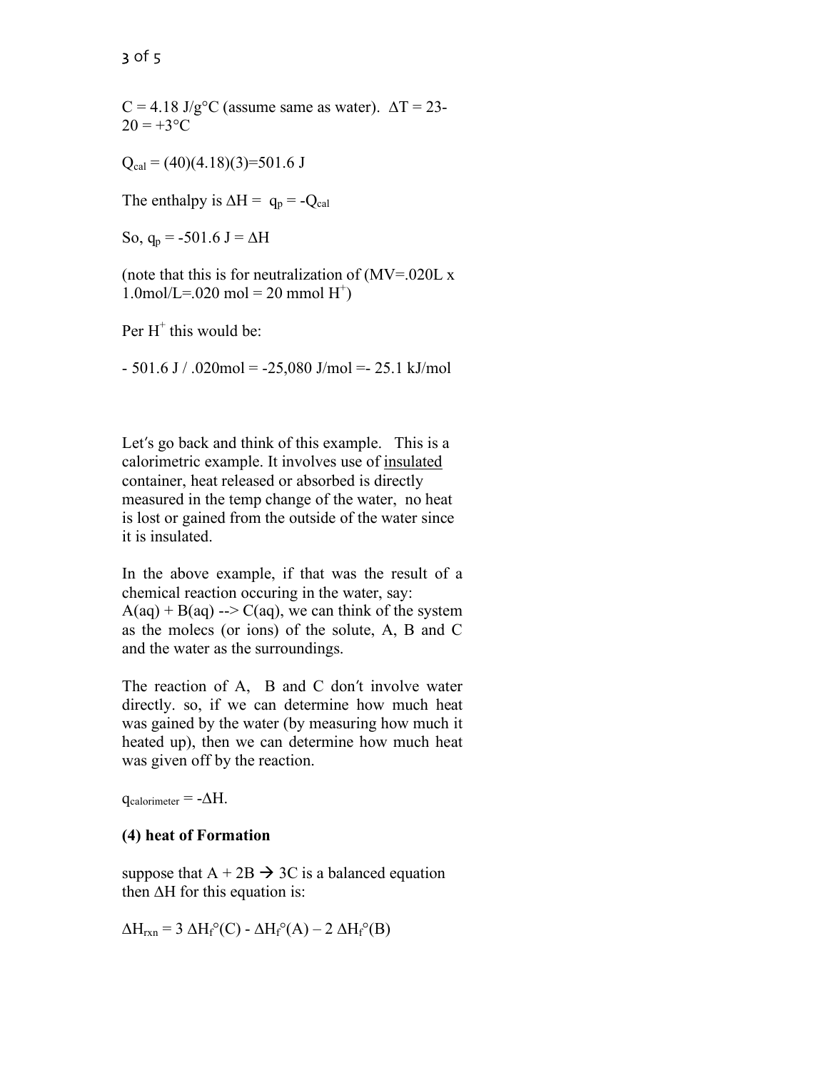C = 4.18 J/g°C (assume same as water). $\Delta T = 23-20 = +3°C$

$Q_{cal} = (40)(4.18)(3) = 501.6$ J

The enthalpy is $\Delta H = q_p = -Q_{cal}$

So, $q_p = -501.6$ J $= \Delta H$

(note that this is for neutralization of (MV=.020L x 1.0mol/L=.020 mol = 20 mmol $H^+$)

Per $H^+$ this would be:

- 501.6 J / .020mol = -25,080 J/mol =- 25.1 kJ/mol

Let's go back and think of this example. This is a calorimetric example. It involves use of <u>insulated</u> container, heat released or absorbed is directly measured in the temp change of the water, no heat is lost or gained from the outside of the water since it is insulated.

In the above example, if that was the result of a chemical reaction occuring in the water, say: A(aq) + B(aq) --> C(aq), we can think of the system as the molecs (or ions) of the solute, A, B and C and the water as the surroundings.

The reaction of A, B and C don't involve water directly. so, if we can determine how much heat was gained by the water (by measuring how much it heated up), then we can determine how much heat was given off by the reaction.

$q_{calorimeter} = -\Delta H$.

**(4) heat of Formation**

suppose that A + 2B → 3C is a balanced equation then $\Delta H$ for this equation is:

$$\Delta H_{rxn} = 3\ \Delta H_f°(C) - \Delta H_f°(A) - 2\ \Delta H_f°(B)$$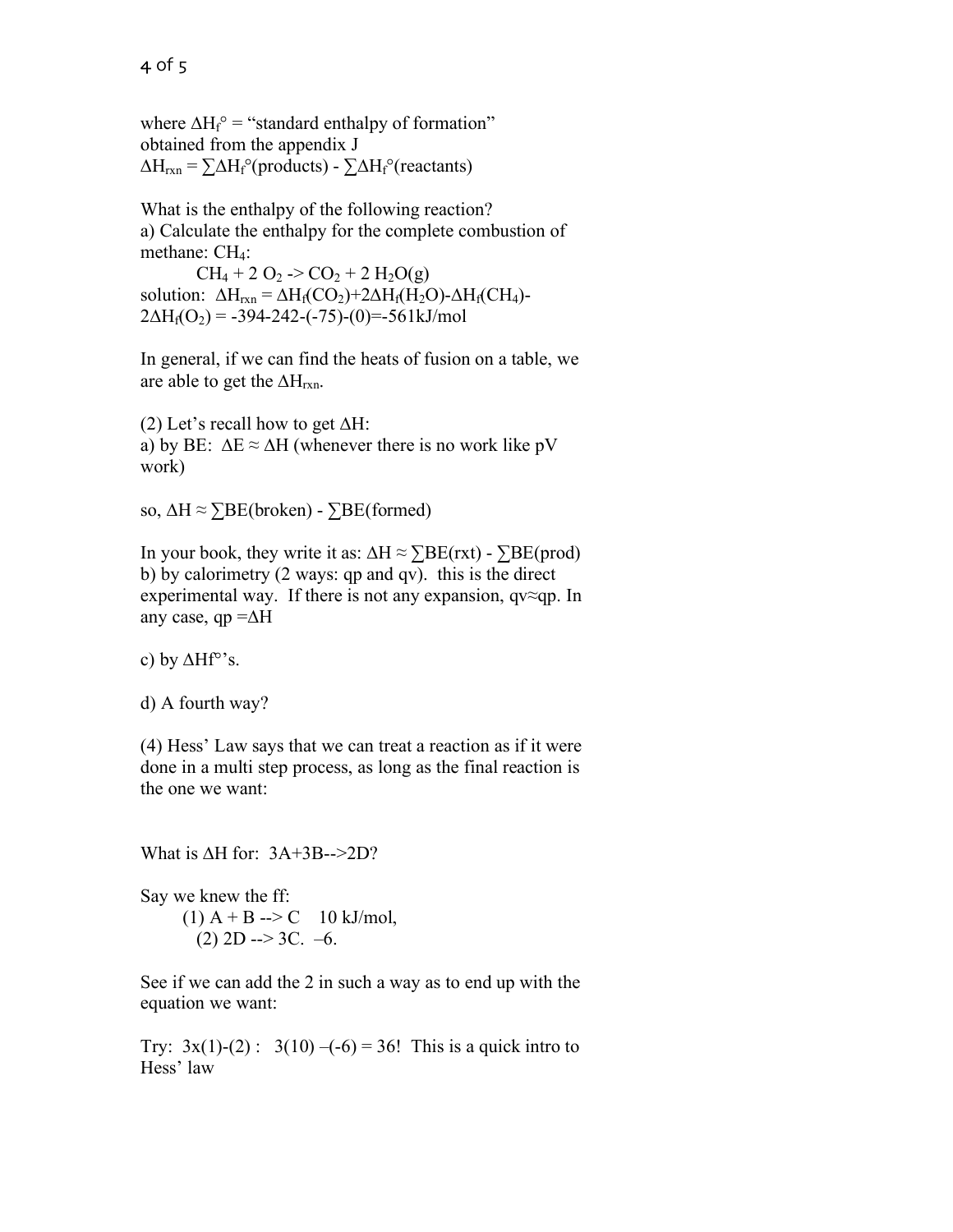where $\Delta H_f^\circ$ = "standard enthalpy of formation" obtained from the appendix J
$\Delta H_{rxn} = \sum\Delta H_f^\circ(\text{products}) - \sum\Delta H_f^\circ(\text{reactants})$

What is the enthalpy of the following reaction?
a) Calculate the enthalpy for the complete combustion of methane: $CH_4$:

$$CH_4 + 2\,O_2 \rightarrow CO_2 + 2\,H_2O(g)$$

solution: $\Delta H_{rxn} = \Delta H_f(CO_2) + 2\Delta H_f(H_2O) - \Delta H_f(CH_4) - 2\Delta H_f(O_2) = -394 - 242 - (-75) - (0) = -561$ kJ/mol

In general, if we can find the heats of fusion on a table, we are able to get the $\Delta H_{rxn}$.

(2) Let's recall how to get $\Delta H$:
a) by BE: $\Delta E \approx \Delta H$ (whenever there is no work like pV work)

so, $\Delta H \approx \sum BE(\text{broken}) - \sum BE(\text{formed})$

In your book, they write it as: $\Delta H \approx \sum BE(\text{rxt}) - \sum BE(\text{prod})$
b) by calorimetry (2 ways: qp and qv). this is the direct experimental way. If there is not any expansion, $q_v \approx q_p$. In any case, $q_p = \Delta H$

c) by $\Delta H_f^\circ$'s.

d) A fourth way?

(4) Hess' Law says that we can treat a reaction as if it were done in a multi step process, as long as the final reaction is the one we want:

What is $\Delta H$ for: $3A + 3B \rightarrow 2D$?

Say we knew the ff:

(1) $A + B \rightarrow C$ 10 kJ/mol,
(2) $2D \rightarrow 3C$. –6.

See if we can add the 2 in such a way as to end up with the equation we want:

Try: $3\times(1)-(2)$ : $3(10) - (-6) = 36$! This is a quick intro to Hess' law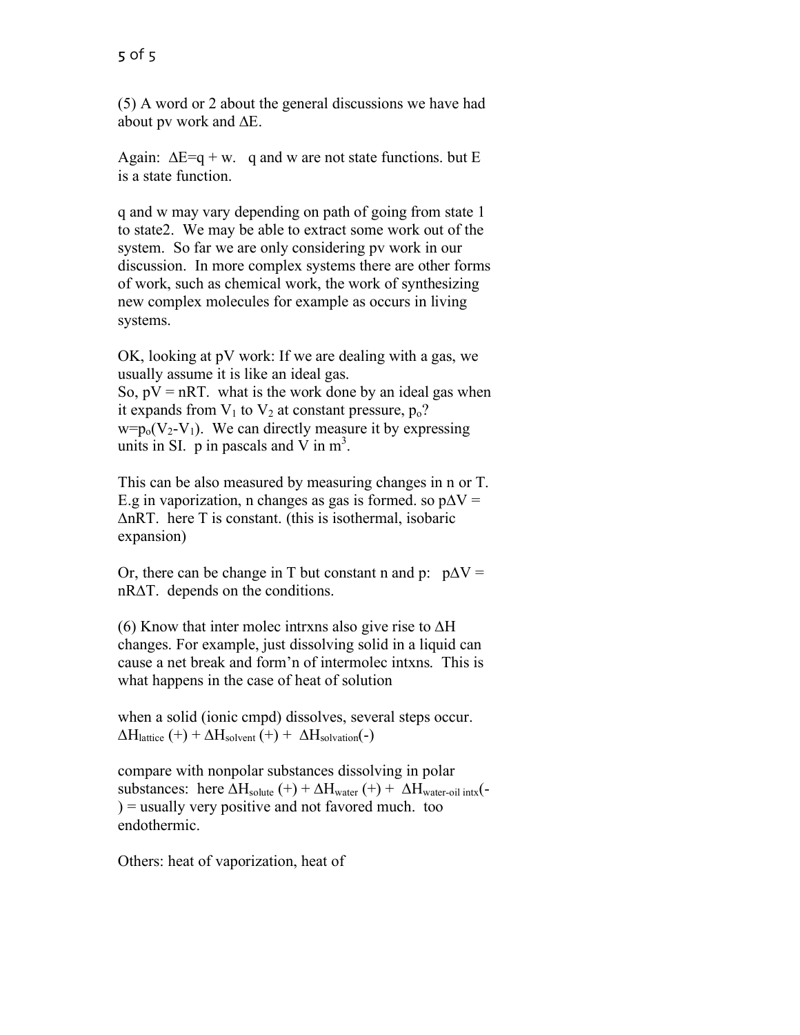(5) A word or 2 about the general discussions we have had about pv work and $\Delta E$.

Again: $\Delta E = q + w$. q and w are not state functions. but E is a state function.

q and w may vary depending on path of going from state 1 to state2. We may be able to extract some work out of the system. So far we are only considering pv work in our discussion. In more complex systems there are other forms of work, such as chemical work, the work of synthesizing new complex molecules for example as occurs in living systems.

OK, looking at pV work: If we are dealing with a gas, we usually assume it is like an ideal gas.
So, $pV = nRT$. what is the work done by an ideal gas when it expands from $V_1$ to $V_2$ at constant pressure, $p_o$? $w = p_o(V_2 - V_1)$. We can directly measure it by expressing units in SI. p in pascals and V in $m^3$.

This can be also measured by measuring changes in n or T. E.g in vaporization, n changes as gas is formed. so $p\Delta V = \Delta nRT$. here T is constant. (this is isothermal, isobaric expansion)

Or, there can be change in T but constant n and p: $p\Delta V = nR\Delta T$. depends on the conditions.

(6) Know that inter molec intrxns also give rise to $\Delta H$ changes. For example, just dissolving solid in a liquid can cause a net break and form'n of intermolec intxns. This is what happens in the case of heat of solution

when a solid (ionic cmpd) dissolves, several steps occur.
$\Delta H_{lattice}$ (+) + $\Delta H_{solvent}$ (+) + $\Delta H_{solvation}$(-)

compare with nonpolar substances dissolving in polar substances: here $\Delta H_{solute}$ (+) + $\Delta H_{water}$ (+) + $\Delta H_{water\text{-}oil\ intx}$(-) = usually very positive and not favored much. too endothermic.

Others: heat of vaporization, heat of